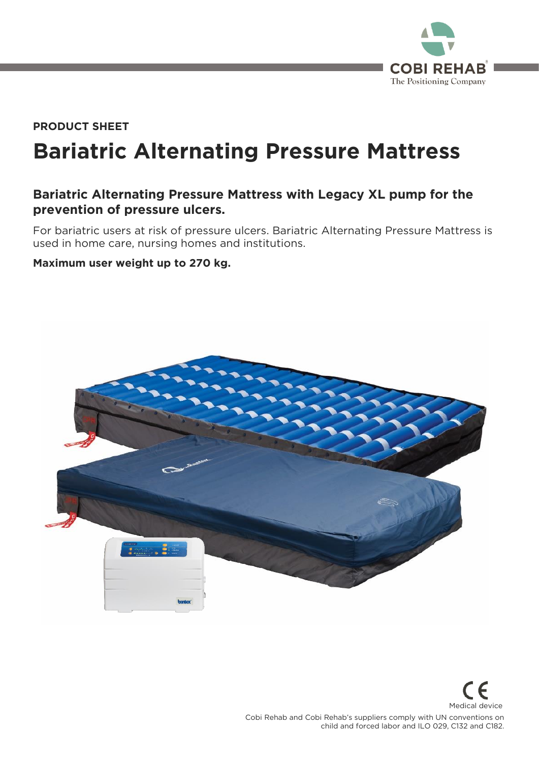PRODUCT SHEET

# Bariatric Alternating Pressure Mattress

## Bariatric Alternating Pressure Mattress with Legacy XL pump for the prevention of pressure ulcers.

For bariatric users at risk of pressure ulcers. Bariatric Alternating Pressure Mattress is used in home care, nursing homes and institutions.

**Maximum user weight up to 270 kg.**

Medical device

Cobi Rehab and Cobi Rehab's suppliers comply with UN conventions on child and forced labor and ILO 029, C132 and C182.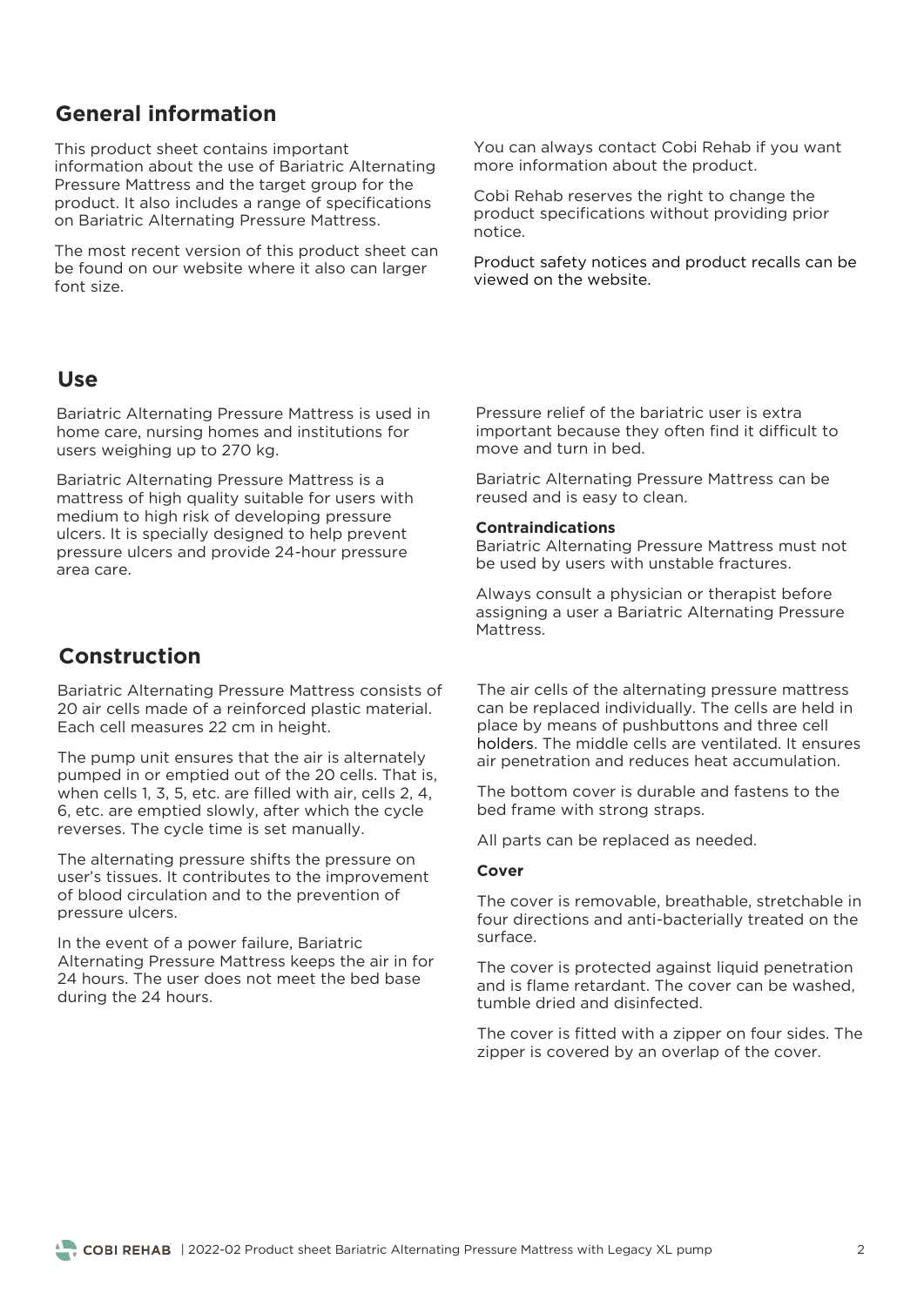## General information

This product sheet contains important information about the use of Bariatric Alternating Pressure Mattress and the target group for the product. It also includes a range of specifications on Bariatric Alternating Pressure Mattress.

The most recent version of this product sheet can be found on our website where it also can larger font size.

You can always contact Cobi Rehab if you want more information about the product.

Cobi Rehab reserves the right to change the product specifications without providing prior notice.

Product safety notices and product recalls can be viewed on the website.

## Use

Bariatric Alternating Pressure Mattress is used in home care, nursing homes and institutions for users weighing up to 270 kg.

Bariatric Alternating Pressure Mattress is a mattress of high quality suitable for users with medium to high risk of developing pressure ulcers. It is specially designed to help prevent pressure ulcers and provide 24-hour pressure area care.

Pressure relief of the bariatric user is extra important because they often find it difficult to move and turn in bed.

Bariatric Alternating Pressure Mattress can be reused and is easy to clean.

**Contraindications**
Bariatric Alternating Pressure Mattress must not be used by users with unstable fractures.

Always consult a physician or therapist before assigning a user a Bariatric Alternating Pressure Mattress.

## Construction

Bariatric Alternating Pressure Mattress consists of 20 air cells made of a reinforced plastic material. Each cell measures 22 cm in height.

The pump unit ensures that the air is alternately pumped in or emptied out of the 20 cells. That is, when cells 1, 3, 5, etc. are filled with air, cells 2, 4, 6, etc. are emptied slowly, after which the cycle reverses. The cycle time is set manually.

The alternating pressure shifts the pressure on user's tissues. It contributes to the improvement of blood circulation and to the prevention of pressure ulcers.

In the event of a power failure, Bariatric Alternating Pressure Mattress keeps the air in for 24 hours. The user does not meet the bed base during the 24 hours.

The air cells of the alternating pressure mattress can be replaced individually. The cells are held in place by means of pushbuttons and three cell holders. The middle cells are ventilated. It ensures air penetration and reduces heat accumulation.

The bottom cover is durable and fastens to the bed frame with strong straps.

All parts can be replaced as needed.

**Cover**

The cover is removable, breathable, stretchable in four directions and anti-bacterially treated on the surface.

The cover is protected against liquid penetration and is flame retardant. The cover can be washed, tumble dried and disinfected.

The cover is fitted with a zipper on four sides. The zipper is covered by an overlap of the cover.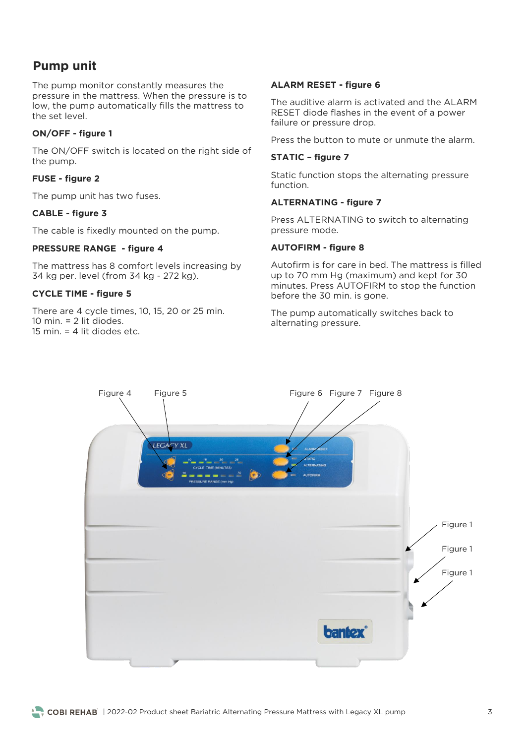## Pump unit

The pump monitor constantly measures the pressure in the mattress. When the pressure is to low, the pump automatically fills the mattress to the set level.

### ON/OFF - figure 1

The ON/OFF switch is located on the right side of the pump.

### FUSE - figure 2

The pump unit has two fuses.

### CABLE - figure 3

The cable is fixedly mounted on the pump.

### PRESSURE RANGE - figure 4

The mattress has 8 comfort levels increasing by 34 kg per. level (from 34 kg - 272 kg).

### CYCLE TIME - figure 5

There are 4 cycle times, 10, 15, 20 or 25 min.
10 min. = 2 lit diodes.
15 min. = 4 lit diodes etc.

### ALARM RESET - figure 6

The auditive alarm is activated and the ALARM RESET diode flashes in the event of a power failure or pressure drop.

Press the button to mute or unmute the alarm.

### STATIC – figure 7

Static function stops the alternating pressure function.

### ALTERNATING - figure 7

Press ALTERNATING to switch to alternating pressure mode.

### AUTOFIRM - figure 8

Autofirm is for care in bed. The mattress is filled up to 70 mm Hg (maximum) and kept for 30 minutes. Press AUTOFIRM to stop the function before the 30 min. is gone.

The pump automatically switches back to alternating pressure.

Figure 4 Figure 5 Figure 6 Figure 7 Figure 8

Figure 1

Figure 1

Figure 1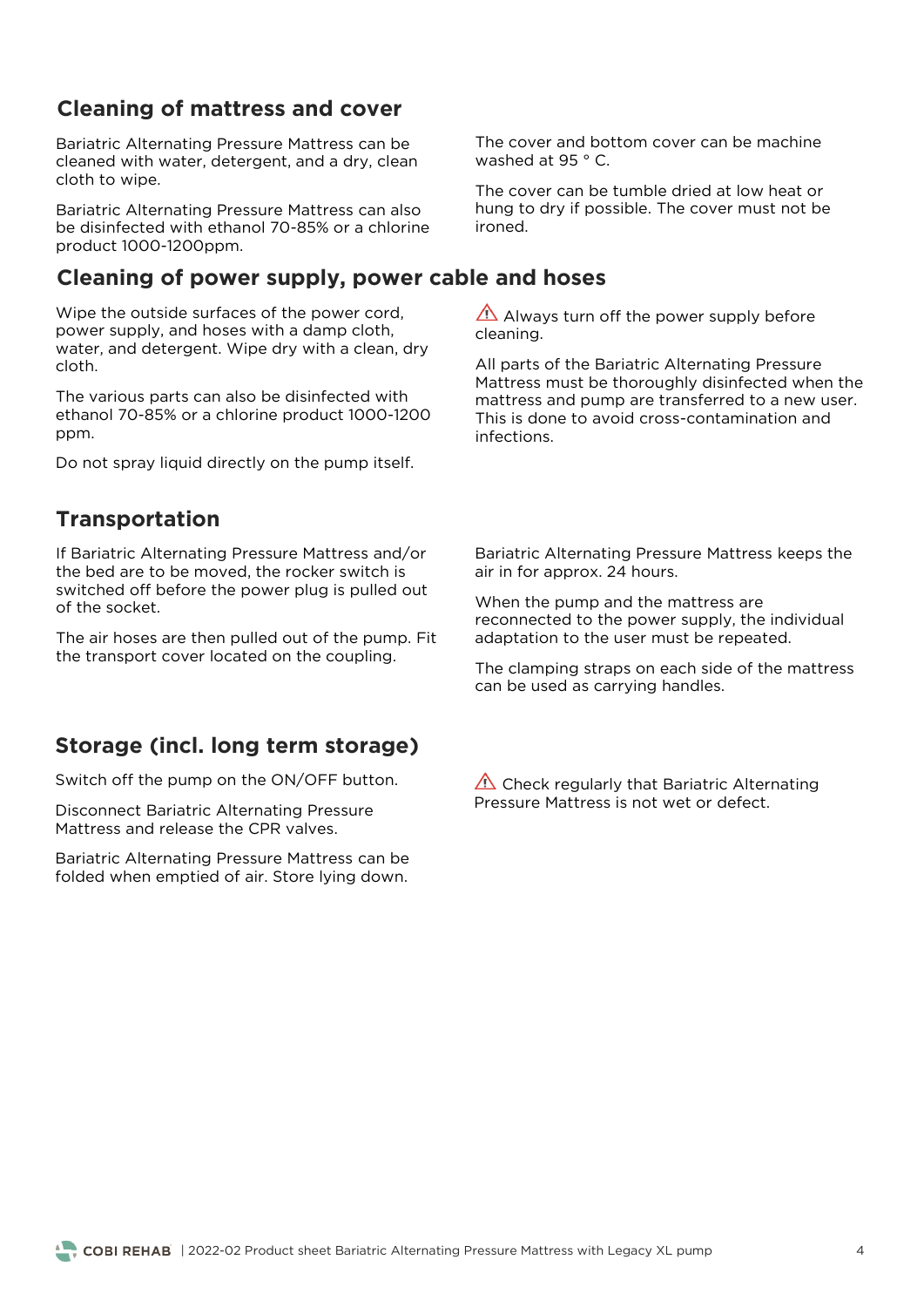## Cleaning of mattress and cover

Bariatric Alternating Pressure Mattress can be cleaned with water, detergent, and a dry, clean cloth to wipe.

Bariatric Alternating Pressure Mattress can also be disinfected with ethanol 70-85% or a chlorine product 1000-1200ppm.

The cover and bottom cover can be machine washed at 95 ° C.

The cover can be tumble dried at low heat or hung to dry if possible. The cover must not be ironed.

## Cleaning of power supply, power cable and hoses

Wipe the outside surfaces of the power cord, power supply, and hoses with a damp cloth, water, and detergent. Wipe dry with a clean, dry cloth.

The various parts can also be disinfected with ethanol 70-85% or a chlorine product 1000-1200 ppm.

Do not spray liquid directly on the pump itself.

⚠ Always turn off the power supply before cleaning.

All parts of the Bariatric Alternating Pressure Mattress must be thoroughly disinfected when the mattress and pump are transferred to a new user. This is done to avoid cross-contamination and infections.

## Transportation

If Bariatric Alternating Pressure Mattress and/or the bed are to be moved, the rocker switch is switched off before the power plug is pulled out of the socket.

The air hoses are then pulled out of the pump. Fit the transport cover located on the coupling.

Bariatric Alternating Pressure Mattress keeps the air in for approx. 24 hours.

When the pump and the mattress are reconnected to the power supply, the individual adaptation to the user must be repeated.

The clamping straps on each side of the mattress can be used as carrying handles.

## Storage (incl. long term storage)

Switch off the pump on the ON/OFF button.

Disconnect Bariatric Alternating Pressure Mattress and release the CPR valves.

Bariatric Alternating Pressure Mattress can be folded when emptied of air. Store lying down.

⚠ Check regularly that Bariatric Alternating Pressure Mattress is not wet or defect.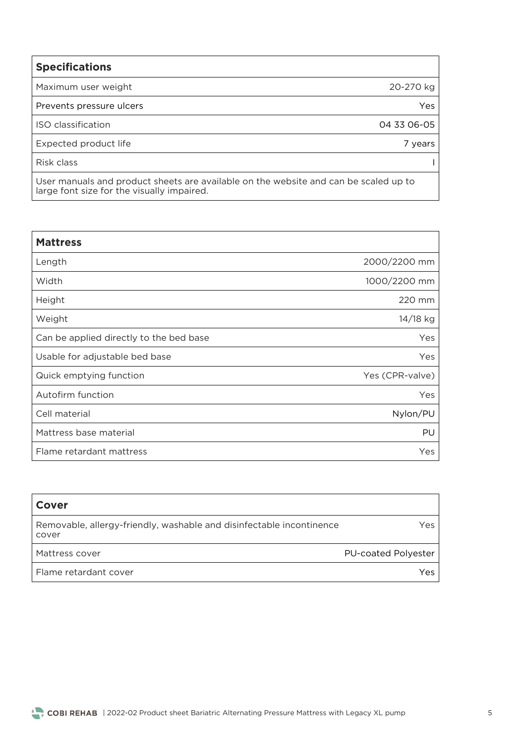| Specifications | |
|---|---|
| Maximum user weight | 20-270 kg |
| Prevents pressure ulcers | Yes |
| ISO classification | 04 33 06-05 |
| Expected product life | 7 years |
| Risk class | I |
| User manuals and product sheets are available on the website and can be scaled up to large font size for the visually impaired. | |

| Mattress | |
|---|---|
| Length | 2000/2200 mm |
| Width | 1000/2200 mm |
| Height | 220 mm |
| Weight | 14/18 kg |
| Can be applied directly to the bed base | Yes |
| Usable for adjustable bed base | Yes |
| Quick emptying function | Yes (CPR-valve) |
| Autofirm function | Yes |
| Cell material | Nylon/PU |
| Mattress base material | PU |
| Flame retardant mattress | Yes |

| Cover | |
|---|---|
| Removable, allergy-friendly, washable and disinfectable incontinence cover | Yes |
| Mattress cover | PU-coated Polyester |
| Flame retardant cover | Yes |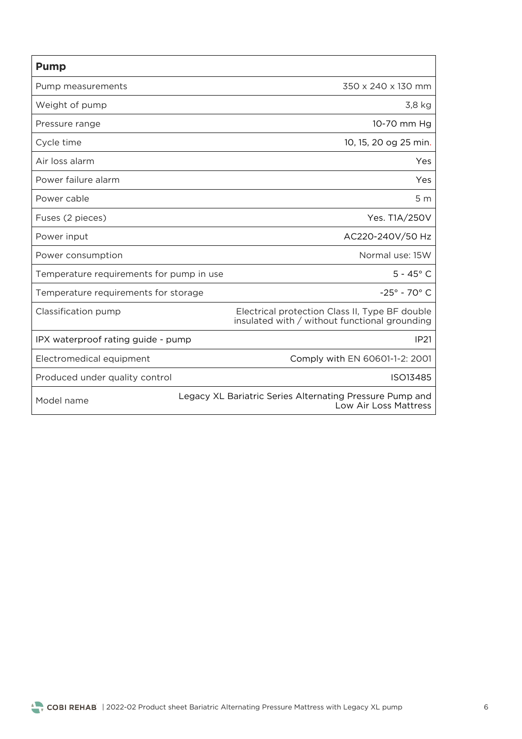| Pump | |
|---|---|
| Pump measurements | 350 x 240 x 130 mm |
| Weight of pump | 3,8 kg |
| Pressure range | 10-70 mm Hg |
| Cycle time | 10, 15, 20 og 25 min. |
| Air loss alarm | Yes |
| Power failure alarm | Yes |
| Power cable | 5 m |
| Fuses (2 pieces) | Yes. T1A/250V |
| Power input | AC220-240V/50 Hz |
| Power consumption | Normal use: 15W |
| Temperature requirements for pump in use | 5 - 45° C |
| Temperature requirements for storage | -25° - 70° C |
| Classification pump | Electrical protection Class II, Type BF double insulated with / without functional grounding |
| IPX waterproof rating guide - pump | IP21 |
| Electromedical equipment | Comply with EN 60601-1-2: 2001 |
| Produced under quality control | ISO13485 |
| Model name | Legacy XL Bariatric Series Alternating Pressure Pump and Low Air Loss Mattress |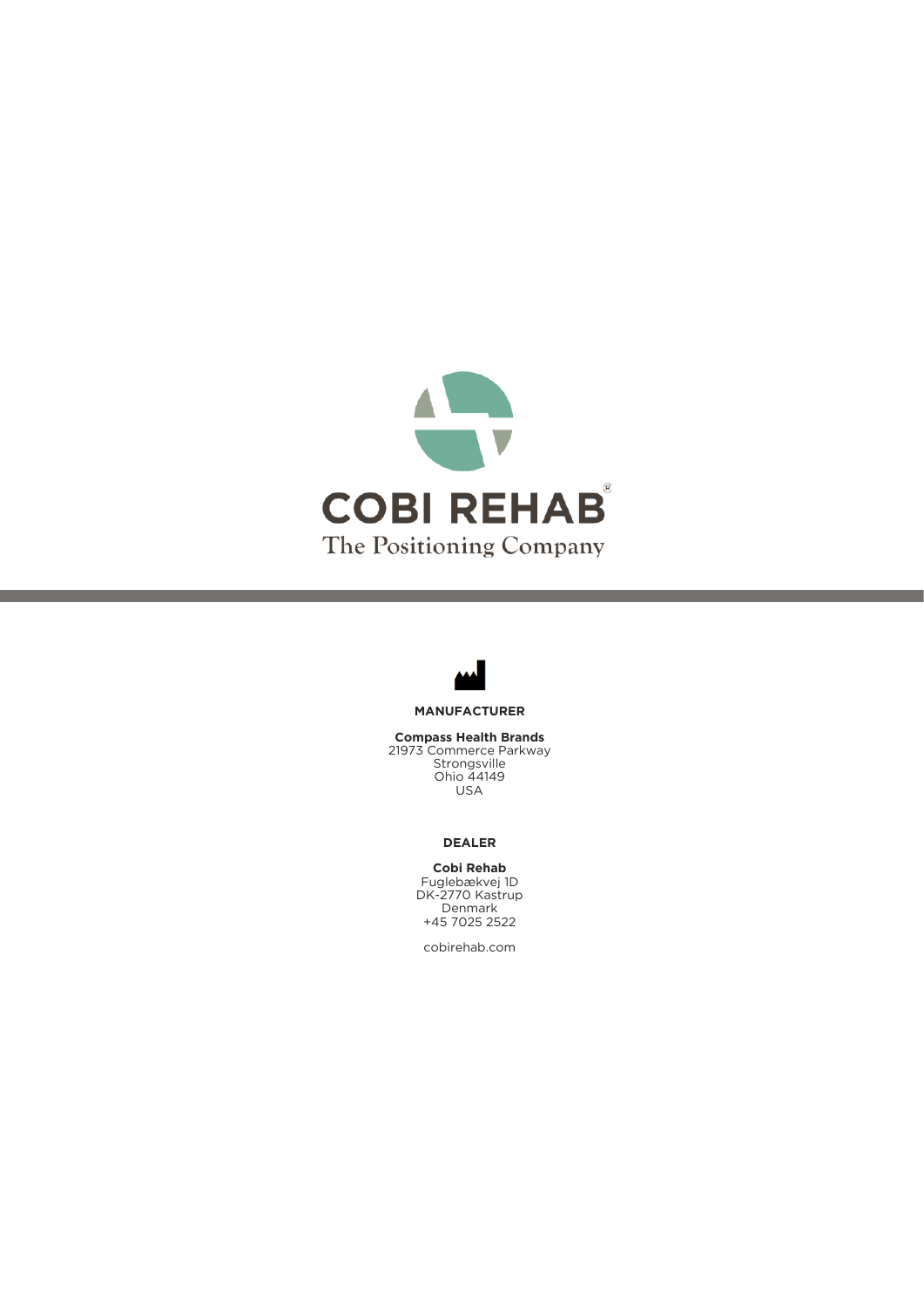COBI REHAB®

The Positioning Company

**MANUFACTURER**

**Compass Health Brands**
21973 Commerce Parkway
Strongsville
Ohio 44149
USA

**DEALER**

**Cobi Rehab**
Fuglebækvej 1D
DK-2770 Kastrup
Denmark
+45 7025 2522

cobirehab.com